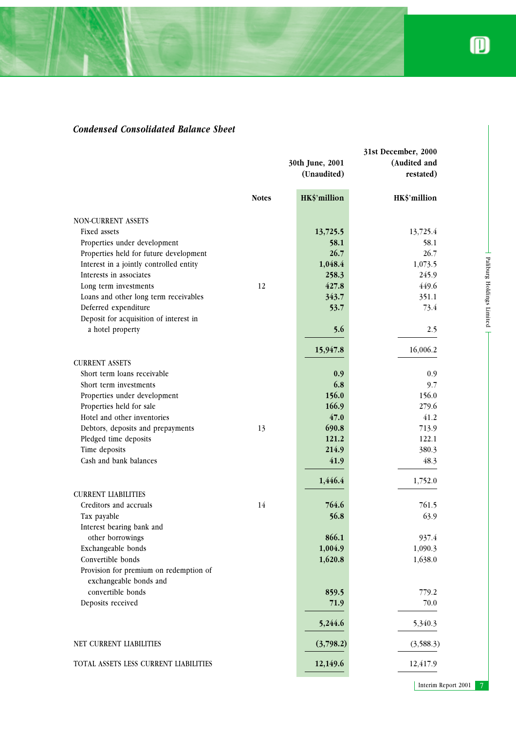## *Condensed Consolidated Balance Sheet*

| | Notes | 30th June, 2001 (Unaudited) | 31st December, 2000 (Audited and restated) |
|---|---|---|---|
| | | HK$'million | HK$'million |
| NON-CURRENT ASSETS | | | |
| Fixed assets | | **13,725.5** | 13,725.4 |
| Properties under development | | **58.1** | 58.1 |
| Properties held for future development | | **26.7** | 26.7 |
| Interest in a jointly controlled entity | | **1,048.4** | 1,073.5 |
| Interests in associates | | **258.3** | 245.9 |
| Long term investments | 12 | **427.8** | 449.6 |
| Loans and other long term receivables | | **343.7** | 351.1 |
| Deferred expenditure | | **53.7** | 73.4 |
| Deposit for acquisition of interest in a hotel property | | **5.6** | 2.5 |
| | | **15,947.8** | 16,006.2 |
| CURRENT ASSETS | | | |
| Short term loans receivable | | **0.9** | 0.9 |
| Short term investments | | **6.8** | 9.7 |
| Properties under development | | **156.0** | 156.0 |
| Properties held for sale | | **166.9** | 279.6 |
| Hotel and other inventories | | **47.0** | 41.2 |
| Debtors, deposits and prepayments | 13 | **690.8** | 713.9 |
| Pledged time deposits | | **121.2** | 122.1 |
| Time deposits | | **214.9** | 380.3 |
| Cash and bank balances | | **41.9** | 48.3 |
| | | **1,446.4** | 1,752.0 |
| CURRENT LIABILITIES | | | |
| Creditors and accruals | 14 | **764.6** | 761.5 |
| Tax payable | | **56.8** | 63.9 |
| Interest bearing bank and other borrowings | | **866.1** | 937.4 |
| Exchangeable bonds | | **1,004.9** | 1,090.3 |
| Convertible bonds | | **1,620.8** | 1,638.0 |
| Provision for premium on redemption of exchangeable bonds and convertible bonds | | **859.5** | 779.2 |
| Deposits received | | **71.9** | 70.0 |
| | | **5,244.6** | 5,340.3 |
| NET CURRENT LIABILITIES | | **(3,798.2)** | (3,588.3) |
| TOTAL ASSETS LESS CURRENT LIABILITIES | | **12,149.6** | 12,417.9 |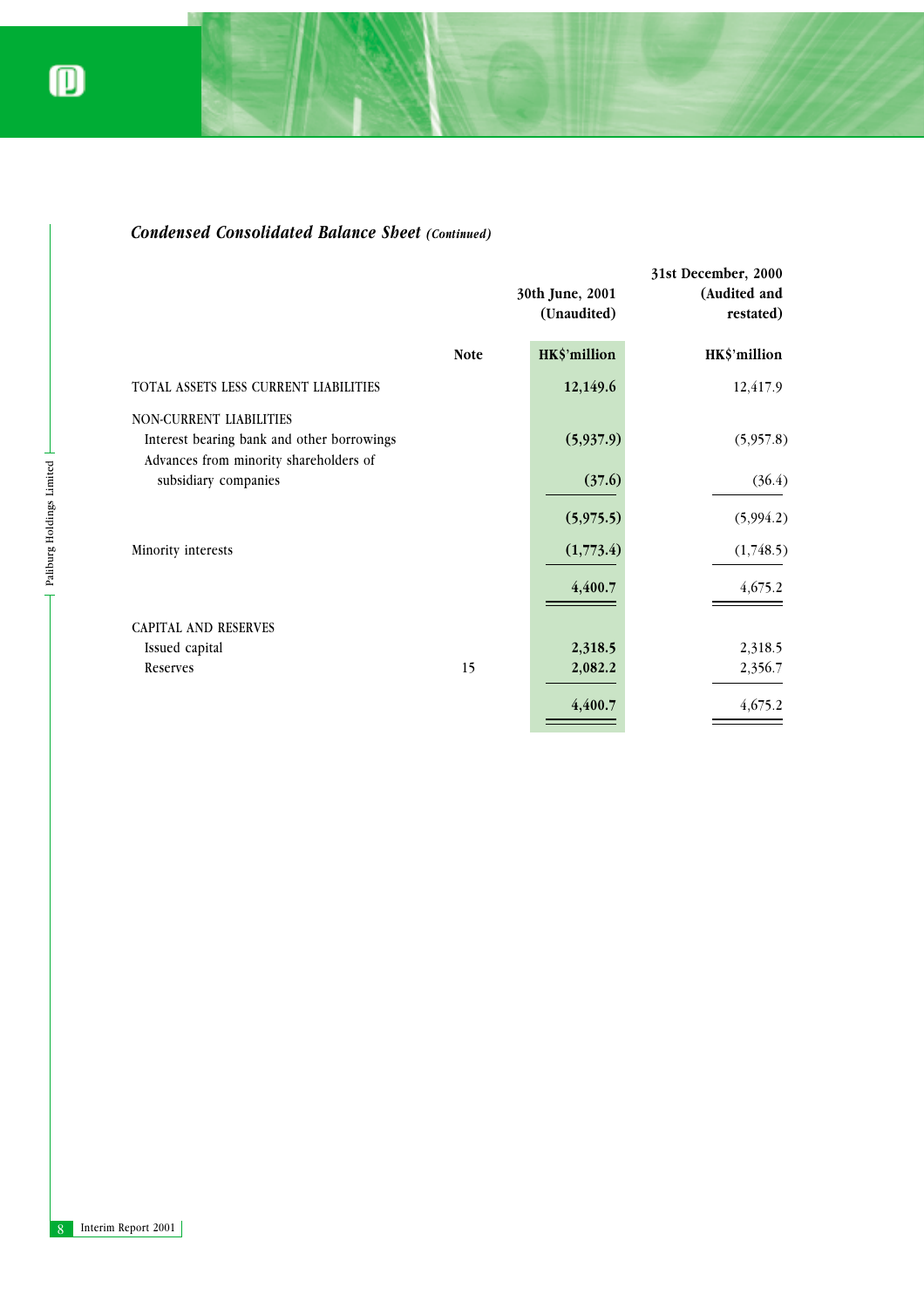## *Condensed Consolidated Balance Sheet (Continued)*

| | Note | 30th June, 2001 (Unaudited) | 31st December, 2000 (Audited and restated) |
|---|---|---|---|
| | | **HK$'million** | **HK$'million** |
| TOTAL ASSETS LESS CURRENT LIABILITIES | | **12,149.6** | 12,417.9 |
| NON-CURRENT LIABILITIES | | | |
| Interest bearing bank and other borrowings | | **(5,937.9)** | (5,957.8) |
| Advances from minority shareholders of subsidiary companies | | **(37.6)** | (36.4) |
| | | **(5,975.5)** | (5,994.2) |
| Minority interests | | **(1,773.4)** | (1,748.5) |
| | | **4,400.7** | 4,675.2 |
| CAPITAL AND RESERVES | | | |
| Issued capital | | **2,318.5** | 2,318.5 |
| Reserves | 15 | **2,082.2** | 2,356.7 |
| | | **4,400.7** | 4,675.2 |